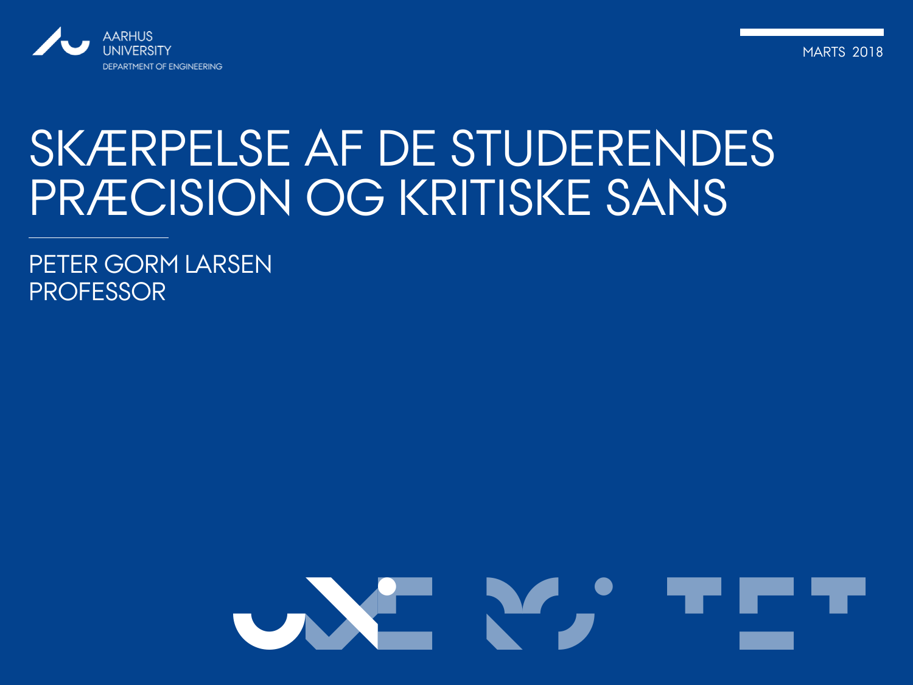AARHUS UNIVERSITY
DEPARTMENT OF ENGINEERING

MARTS 2018

# SKÆRPELSE AF DE STUDERENDES PRÆCISION OG KRITISKE SANS

PETER GORM LARSEN
PROFESSOR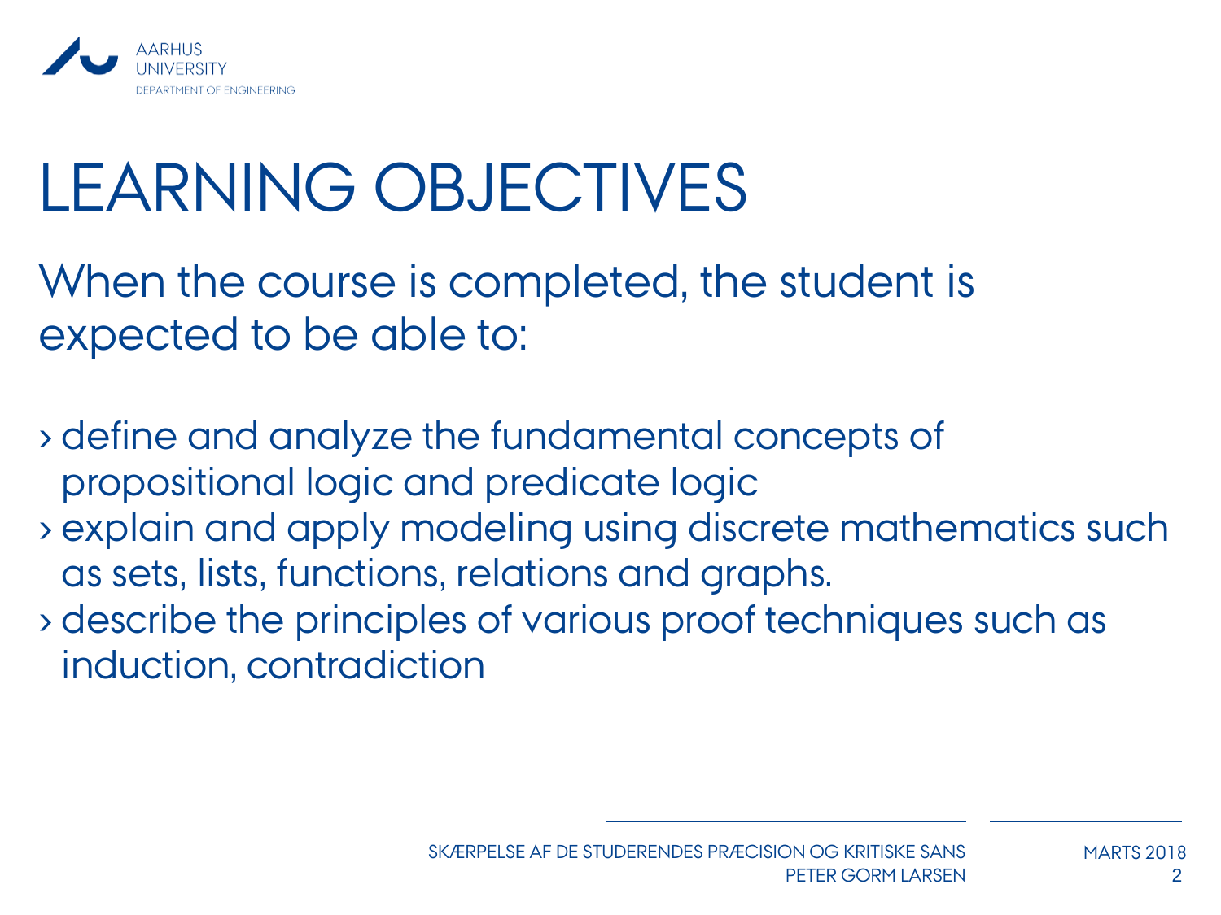# LEARNING OBJECTIVES

When the course is completed, the student is expected to be able to:

- define and analyze the fundamental concepts of propositional logic and predicate logic
- explain and apply modeling using discrete mathematics such as sets, lists, functions, relations and graphs.
- describe the principles of various proof techniques such as induction, contradiction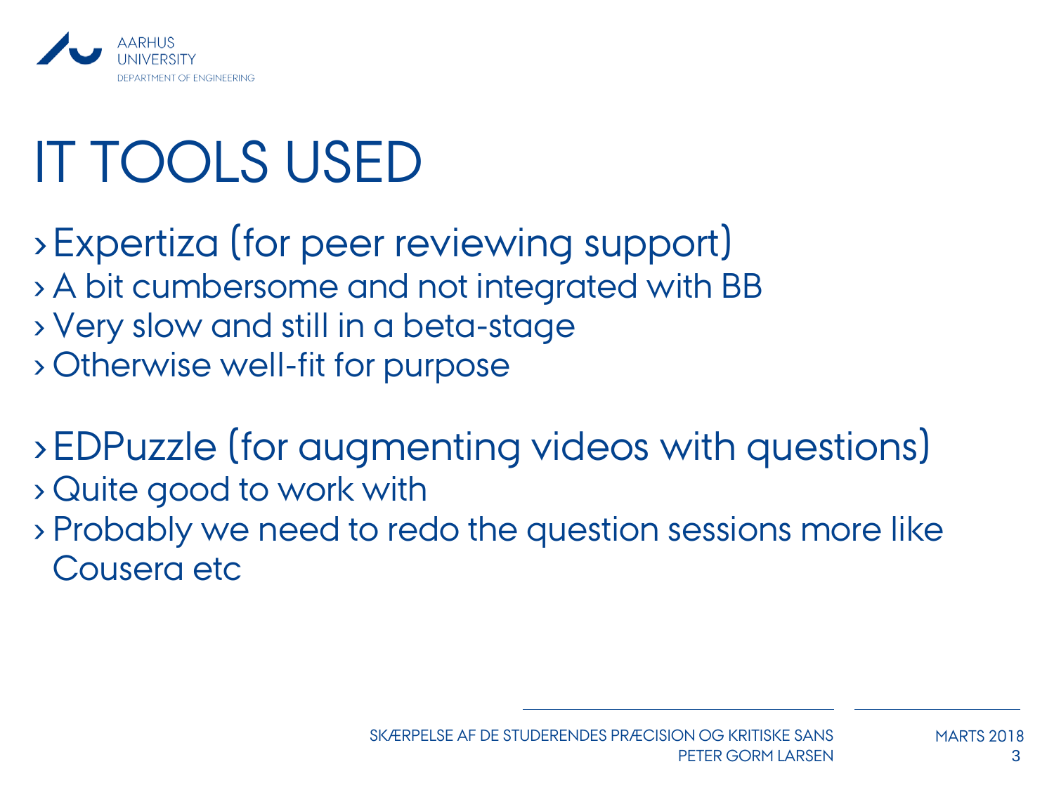# IT TOOLS USED

- Expertiza (for peer reviewing support)
  - A bit cumbersome and not integrated with BB
  - Very slow and still in a beta-stage
  - Otherwise well-fit for purpose

- EDPuzzle (for augmenting videos with questions)
  - Quite good to work with
  - Probably we need to redo the question sessions more like Cousera etc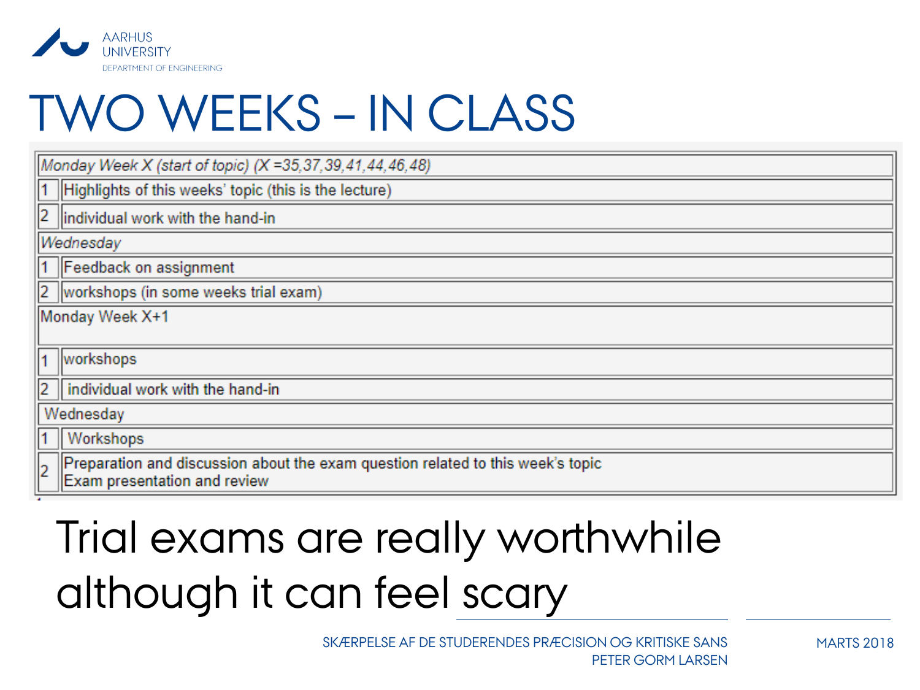# TWO WEEKS – IN CLASS

| | |
|---|---|
| *Monday Week X (start of topic) (X =35,37,39,41,44,46,48)* | |
| 1 | Highlights of this weeks' topic (this is the lecture) |
| 2 | individual work with the hand-in |
| *Wednesday* | |
| 1 | Feedback on assignment |
| 2 | workshops (in some weeks trial exam) |
| Monday Week X+1 | |
| 1 | workshops |
| 2 | individual work with the hand-in |
| Wednesday | |
| 1 | Workshops |
| 2 | Preparation and discussion about the exam question related to this week's topic<br>Exam presentation and review |

Trial exams are really worthwhile although it can feel scary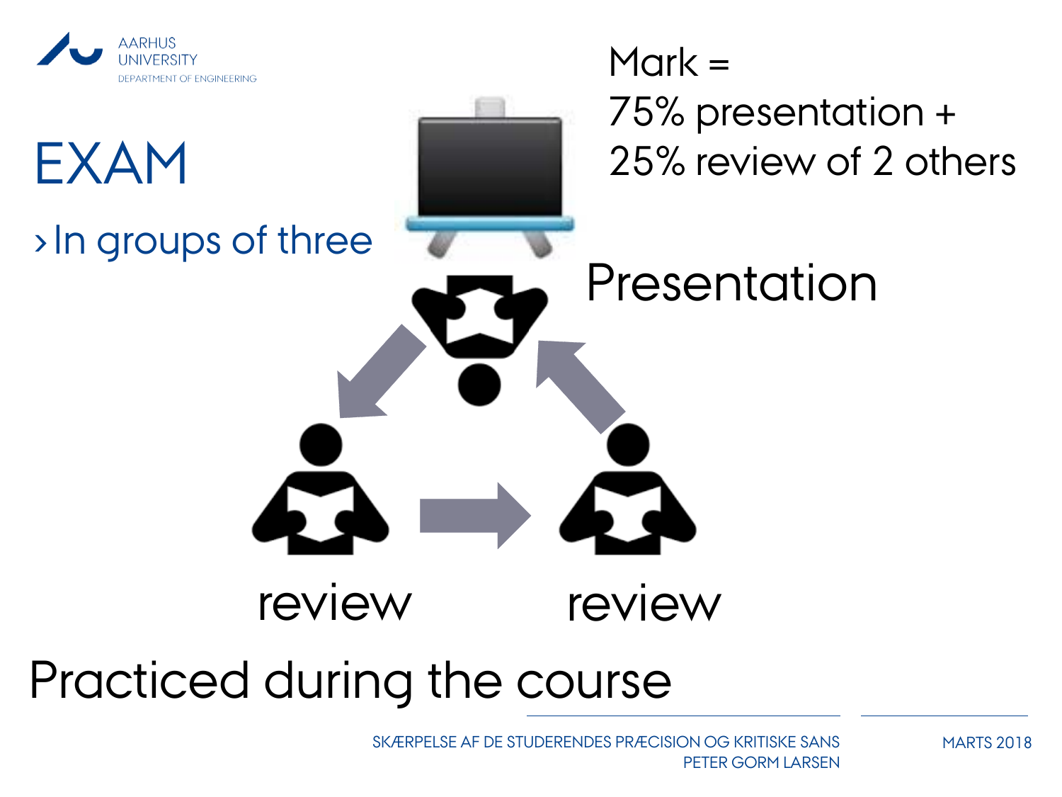# EXAM

- In groups of three

Mark =
75% presentation +
25% review of 2 others

Presentation

review

review

Practiced during the course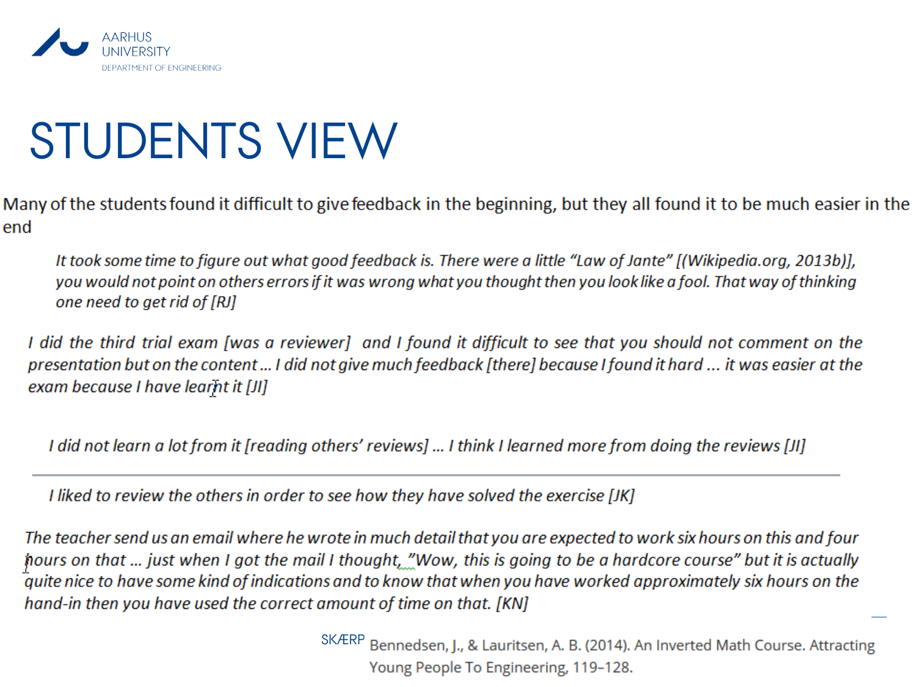# STUDENTS VIEW

Many of the students found it difficult to give feedback in the beginning, but they all found it to be much easier in the end

> *It took some time to figure out what good feedback is. There were a little "Law of Jante" [(Wikipedia.org, 2013b)], you would not point on others errors if it was wrong what you thought then you look like a fool. That way of thinking one need to get rid of [RJ]*

> *I did the third trial exam [was a reviewer] and I found it difficult to see that you should not comment on the presentation but on the content ... I did not give much feedback [there] because I found it hard ... it was easier at the exam because I have learnt it [JI]*

> *I did not learn a lot from it [reading others' reviews] ... I think I learned more from doing the reviews [JI]*

---

> *I liked to review the others in order to see how they have solved the exercise [JK]*

> *The teacher send us an email where he wrote in much detail that you are expected to work six hours on this and four hours on that ... just when I got the mail I thought, "Wow, this is going to be a hardcore course" but it is actually quite nice to have some kind of indications and to know that when you have worked approximately six hours on the hand-in then you have used the correct amount of time on that. [KN]*

Bennedsen, J., & Lauritsen, A. B. (2014). An Inverted Math Course. Attracting Young People To Engineering, 119–128.